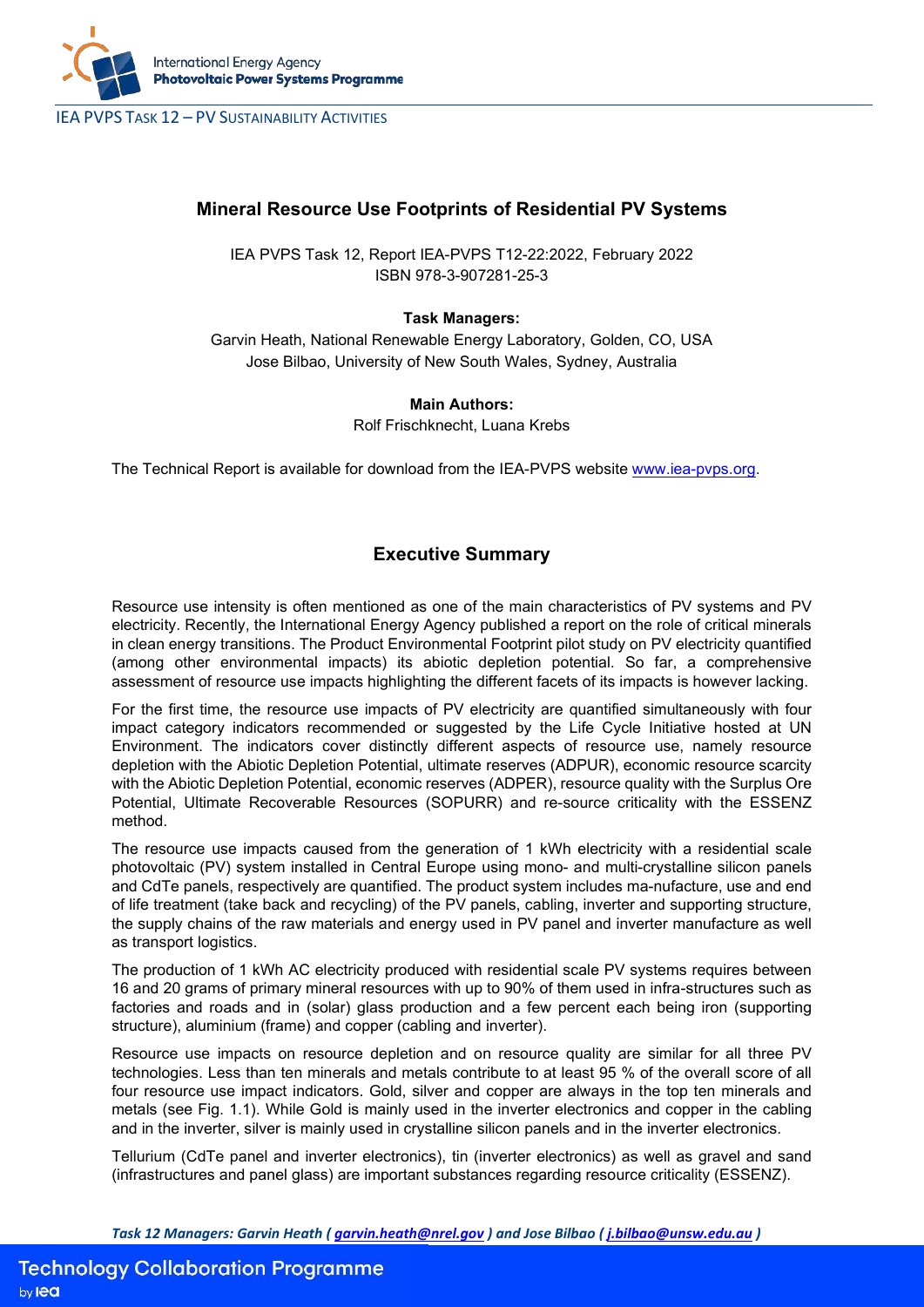# Mineral Resource Use Footprints of Residential PV Systems

IEA PVPS Task 12, Report IEA-PVPS T12-22:2022, February 2022
ISBN 978-3-907281-25-3

**Task Managers:**
Garvin Heath, National Renewable Energy Laboratory, Golden, CO, USA
Jose Bilbao, University of New South Wales, Sydney, Australia

**Main Authors:**
Rolf Frischknecht, Luana Krebs

The Technical Report is available for download from the IEA-PVPS website www.iea-pvps.org.

## Executive Summary

Resource use intensity is often mentioned as one of the main characteristics of PV systems and PV electricity. Recently, the International Energy Agency published a report on the role of critical minerals in clean energy transitions. The Product Environmental Footprint pilot study on PV electricity quantified (among other environmental impacts) its abiotic depletion potential. So far, a comprehensive assessment of resource use impacts highlighting the different facets of its impacts is however lacking.

For the first time, the resource use impacts of PV electricity are quantified simultaneously with four impact category indicators recommended or suggested by the Life Cycle Initiative hosted at UN Environment. The indicators cover distinctly different aspects of resource use, namely resource depletion with the Abiotic Depletion Potential, ultimate reserves (ADPUR), economic resource scarcity with the Abiotic Depletion Potential, economic reserves (ADPER), resource quality with the Surplus Ore Potential, Ultimate Recoverable Resources (SOPURR) and re-source criticality with the ESSENZ method.

The resource use impacts caused from the generation of 1 kWh electricity with a residential scale photovoltaic (PV) system installed in Central Europe using mono- and multi-crystalline silicon panels and CdTe panels, respectively are quantified. The product system includes ma-nufacture, use and end of life treatment (take back and recycling) of the PV panels, cabling, inverter and supporting structure, the supply chains of the raw materials and energy used in PV panel and inverter manufacture as well as transport logistics.

The production of 1 kWh AC electricity produced with residential scale PV systems requires between 16 and 20 grams of primary mineral resources with up to 90% of them used in infra-structures such as factories and roads and in (solar) glass production and a few percent each being iron (supporting structure), aluminium (frame) and copper (cabling and inverter).

Resource use impacts on resource depletion and on resource quality are similar for all three PV technologies. Less than ten minerals and metals contribute to at least 95 % of the overall score of all four resource use impact indicators. Gold, silver and copper are always in the top ten minerals and metals (see Fig. 1.1). While Gold is mainly used in the inverter electronics and copper in the cabling and in the inverter, silver is mainly used in crystalline silicon panels and in the inverter electronics.

Tellurium (CdTe panel and inverter electronics), tin (inverter electronics) as well as gravel and sand (infrastructures and panel glass) are important substances regarding resource criticality (ESSENZ).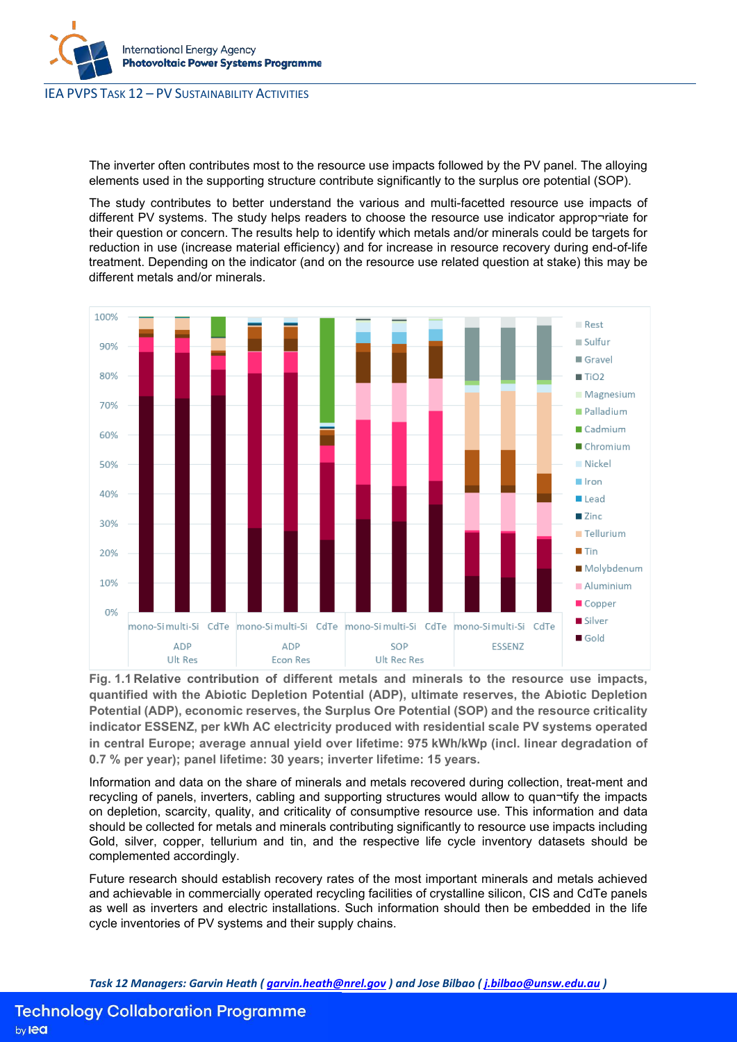The inverter often contributes most to the resource use impacts followed by the PV panel. The alloying elements used in the supporting structure contribute significantly to the surplus ore potential (SOP).

The study contributes to better understand the various and multi-facetted resource use impacts of different PV systems. The study helps readers to choose the resource use indicator approp¬riate for their question or concern. The results help to identify which metals and/or minerals could be targets for reduction in use (increase material efficiency) and for increase in resource recovery during end-of-life treatment. Depending on the indicator (and on the resource use related question at stake) this may be different metals and/or minerals.

100%
90%
80%
70%
60%
50%
40%
30%
20%
10%
0%

mono-Si multi-Si CdTe mono-Si multi-Si CdTe mono-Si multi-Si CdTe mono-Si multi-Si CdTe

ADP Ult Res
ADP Econ Res
SOP Ult Rec Res
ESSENZ

Rest
Sulfur
Gravel
TiO2
Magnesium
Palladium
Cadmium
Chromium
Nickel
Iron
Lead
Zinc
Tellurium
Tin
Molybdenum
Aluminium
Copper
Silver
Gold

**Fig. 1.1 Relative contribution of different metals and minerals to the resource use impacts, quantified with the Abiotic Depletion Potential (ADP), ultimate reserves, the Abiotic Depletion Potential (ADP), economic reserves, the Surplus Ore Potential (SOP) and the resource criticality indicator ESSENZ, per kWh AC electricity produced with residential scale PV systems operated in central Europe; average annual yield over lifetime: 975 kWh/kWp (incl. linear degradation of 0.7 % per year); panel lifetime: 30 years; inverter lifetime: 15 years.**

Information and data on the share of minerals and metals recovered during collection, treat-ment and recycling of panels, inverters, cabling and supporting structures would allow to quan¬tify the impacts on depletion, scarcity, quality, and criticality of consumptive resource use. This information and data should be collected for metals and minerals contributing significantly to resource use impacts including Gold, silver, copper, tellurium and tin, and the respective life cycle inventory datasets should be complemented accordingly.

Future research should establish recovery rates of the most important minerals and metals achieved and achievable in commercially operated recycling facilities of crystalline silicon, CIS and CdTe panels as well as inverters and electric installations. Such information should then be embedded in the life cycle inventories of PV systems and their supply chains.

***Task 12 Managers: Garvin Heath ( garvin.heath@nrel.gov ) and Jose Bilbao ( j.bilbao@unsw.edu.au )***